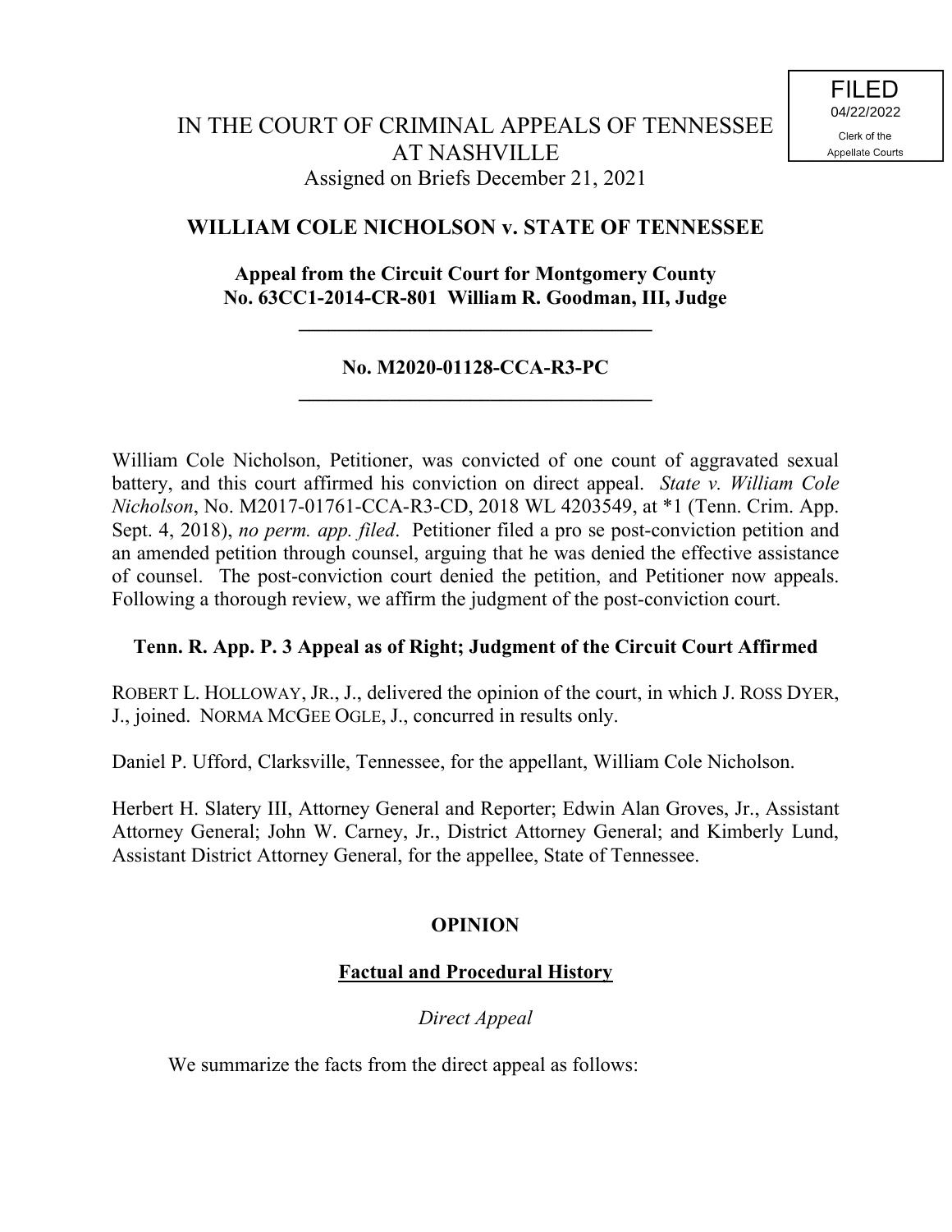FILED
04/22/2022
Clerk of the
Appellate Courts

IN THE COURT OF CRIMINAL APPEALS OF TENNESSEE
AT NASHVILLE
Assigned on Briefs December 21, 2021

**WILLIAM COLE NICHOLSON v. STATE OF TENNESSEE**

**Appeal from the Circuit Court for Montgomery County**
**No. 63CC1-2014-CR-801 William R. Goodman, III, Judge**

---

**No. M2020-01128-CCA-R3-PC**

---

William Cole Nicholson, Petitioner, was convicted of one count of aggravated sexual battery, and this court affirmed his conviction on direct appeal. *State v. William Cole Nicholson*, No. M2017-01761-CCA-R3-CD, 2018 WL 4203549, at *1 (Tenn. Crim. App. Sept. 4, 2018), *no perm. app. filed*. Petitioner filed a pro se post-conviction petition and an amended petition through counsel, arguing that he was denied the effective assistance of counsel. The post-conviction court denied the petition, and Petitioner now appeals. Following a thorough review, we affirm the judgment of the post-conviction court.

**Tenn. R. App. P. 3 Appeal as of Right; Judgment of the Circuit Court Affirmed**

ROBERT L. HOLLOWAY, JR., J., delivered the opinion of the court, in which J. ROSS DYER, J., joined. NORMA MCGEE OGLE, J., concurred in results only.

Daniel P. Ufford, Clarksville, Tennessee, for the appellant, William Cole Nicholson.

Herbert H. Slatery III, Attorney General and Reporter; Edwin Alan Groves, Jr., Assistant Attorney General; John W. Carney, Jr., District Attorney General; and Kimberly Lund, Assistant District Attorney General, for the appellee, State of Tennessee.

## OPINION

### Factual and Procedural History

*Direct Appeal*

We summarize the facts from the direct appeal as follows: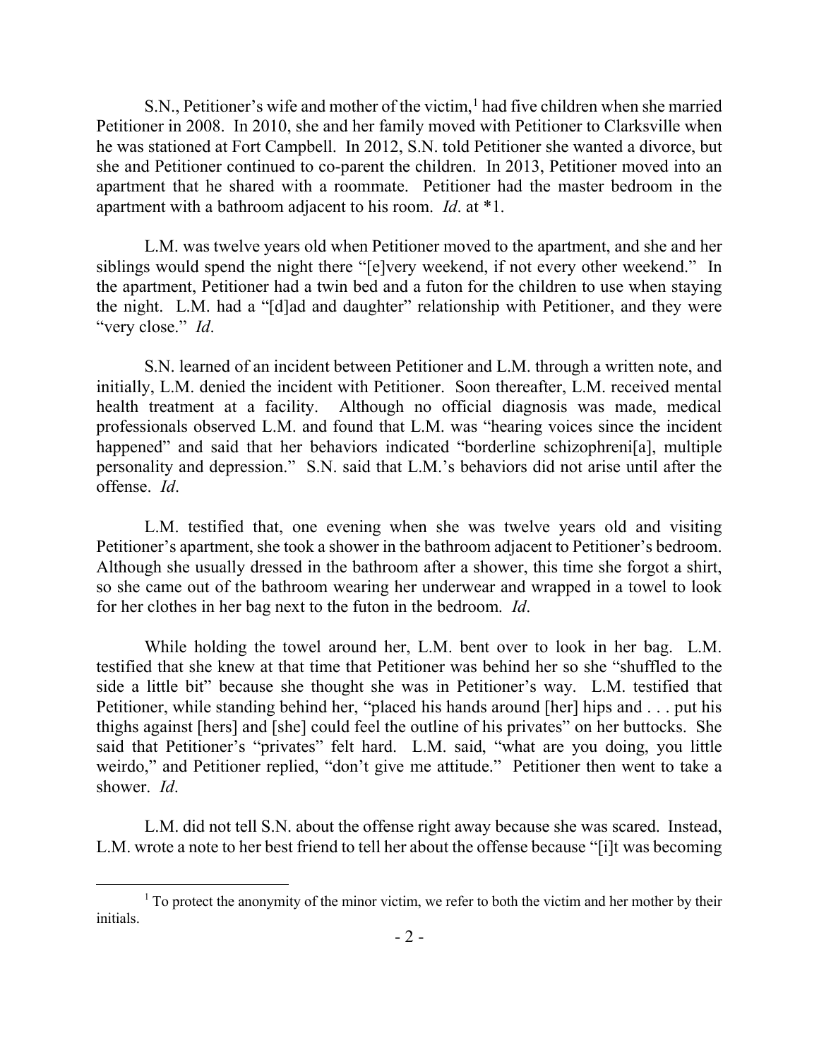S.N., Petitioner's wife and mother of the victim,[1] had five children when she married Petitioner in 2008. In 2010, she and her family moved with Petitioner to Clarksville when he was stationed at Fort Campbell. In 2012, S.N. told Petitioner she wanted a divorce, but she and Petitioner continued to co-parent the children. In 2013, Petitioner moved into an apartment that he shared with a roommate. Petitioner had the master bedroom in the apartment with a bathroom adjacent to his room. *Id*. at *1.

L.M. was twelve years old when Petitioner moved to the apartment, and she and her siblings would spend the night there "[e]very weekend, if not every other weekend." In the apartment, Petitioner had a twin bed and a futon for the children to use when staying the night. L.M. had a "[d]ad and daughter" relationship with Petitioner, and they were "very close." *Id*.

S.N. learned of an incident between Petitioner and L.M. through a written note, and initially, L.M. denied the incident with Petitioner. Soon thereafter, L.M. received mental health treatment at a facility. Although no official diagnosis was made, medical professionals observed L.M. and found that L.M. was "hearing voices since the incident happened" and said that her behaviors indicated "borderline schizophreni[a], multiple personality and depression." S.N. said that L.M.'s behaviors did not arise until after the offense. *Id*.

L.M. testified that, one evening when she was twelve years old and visiting Petitioner's apartment, she took a shower in the bathroom adjacent to Petitioner's bedroom. Although she usually dressed in the bathroom after a shower, this time she forgot a shirt, so she came out of the bathroom wearing her underwear and wrapped in a towel to look for her clothes in her bag next to the futon in the bedroom. *Id*.

While holding the towel around her, L.M. bent over to look in her bag. L.M. testified that she knew at that time that Petitioner was behind her so she "shuffled to the side a little bit" because she thought she was in Petitioner's way. L.M. testified that Petitioner, while standing behind her, "placed his hands around [her] hips and . . . put his thighs against [hers] and [she] could feel the outline of his privates" on her buttocks. She said that Petitioner's "privates" felt hard. L.M. said, "what are you doing, you little weirdo," and Petitioner replied, "don't give me attitude." Petitioner then went to take a shower. *Id*.

L.M. did not tell S.N. about the offense right away because she was scared. Instead, L.M. wrote a note to her best friend to tell her about the offense because "[i]t was becoming

[1] To protect the anonymity of the minor victim, we refer to both the victim and her mother by their initials.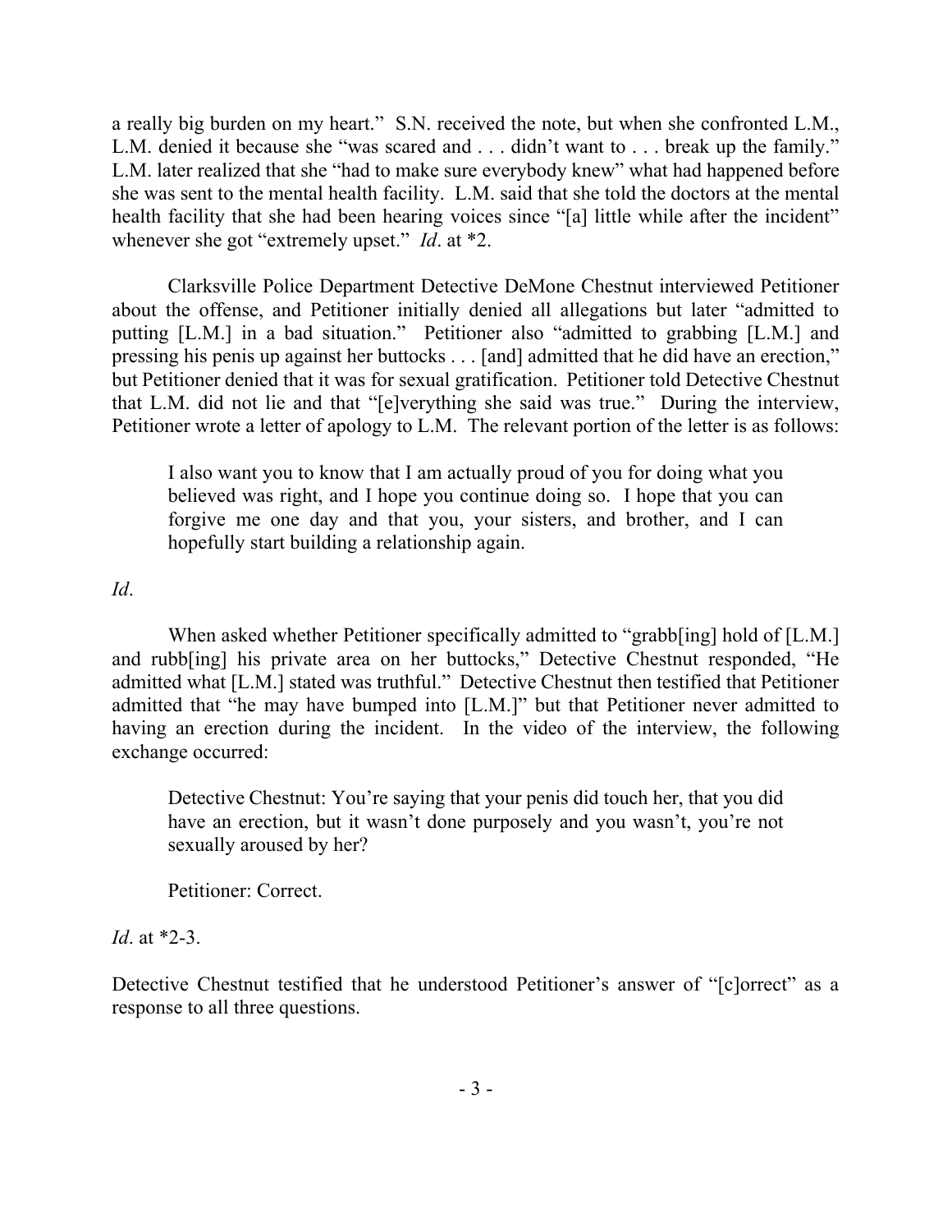a really big burden on my heart." S.N. received the note, but when she confronted L.M., L.M. denied it because she "was scared and . . . didn't want to . . . break up the family." L.M. later realized that she "had to make sure everybody knew" what had happened before she was sent to the mental health facility. L.M. said that she told the doctors at the mental health facility that she had been hearing voices since "[a] little while after the incident" whenever she got "extremely upset." *Id*. at *2.

Clarksville Police Department Detective DeMone Chestnut interviewed Petitioner about the offense, and Petitioner initially denied all allegations but later "admitted to putting [L.M.] in a bad situation." Petitioner also "admitted to grabbing [L.M.] and pressing his penis up against her buttocks . . . [and] admitted that he did have an erection," but Petitioner denied that it was for sexual gratification. Petitioner told Detective Chestnut that L.M. did not lie and that "[e]verything she said was true." During the interview, Petitioner wrote a letter of apology to L.M. The relevant portion of the letter is as follows:

> I also want you to know that I am actually proud of you for doing what you believed was right, and I hope you continue doing so. I hope that you can forgive me one day and that you, your sisters, and brother, and I can hopefully start building a relationship again.

*Id*.

When asked whether Petitioner specifically admitted to "grabb[ing] hold of [L.M.] and rubb[ing] his private area on her buttocks," Detective Chestnut responded, "He admitted what [L.M.] stated was truthful." Detective Chestnut then testified that Petitioner admitted that "he may have bumped into [L.M.]" but that Petitioner never admitted to having an erection during the incident. In the video of the interview, the following exchange occurred:

> Detective Chestnut: You're saying that your penis did touch her, that you did have an erection, but it wasn't done purposely and you wasn't, you're not sexually aroused by her?
>
> Petitioner: Correct.

*Id*. at *2-3.

Detective Chestnut testified that he understood Petitioner's answer of "[c]orrect" as a response to all three questions.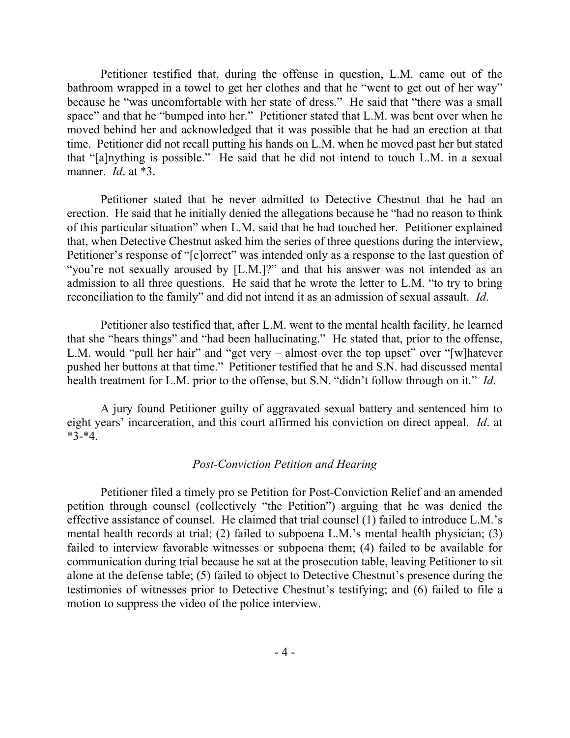Petitioner testified that, during the offense in question, L.M. came out of the bathroom wrapped in a towel to get her clothes and that he "went to get out of her way" because he "was uncomfortable with her state of dress." He said that "there was a small space" and that he "bumped into her." Petitioner stated that L.M. was bent over when he moved behind her and acknowledged that it was possible that he had an erection at that time. Petitioner did not recall putting his hands on L.M. when he moved past her but stated that "[a]nything is possible." He said that he did not intend to touch L.M. in a sexual manner. *Id*. at *3.

Petitioner stated that he never admitted to Detective Chestnut that he had an erection. He said that he initially denied the allegations because he "had no reason to think of this particular situation" when L.M. said that he had touched her. Petitioner explained that, when Detective Chestnut asked him the series of three questions during the interview, Petitioner's response of "[c]orrect" was intended only as a response to the last question of "you're not sexually aroused by [L.M.]?" and that his answer was not intended as an admission to all three questions. He said that he wrote the letter to L.M. "to try to bring reconciliation to the family" and did not intend it as an admission of sexual assault. *Id*.

Petitioner also testified that, after L.M. went to the mental health facility, he learned that she "hears things" and "had been hallucinating." He stated that, prior to the offense, L.M. would "pull her hair" and "get very – almost over the top upset" over "[w]hatever pushed her buttons at that time." Petitioner testified that he and S.N. had discussed mental health treatment for L.M. prior to the offense, but S.N. "didn't follow through on it." *Id*.

A jury found Petitioner guilty of aggravated sexual battery and sentenced him to eight years' incarceration, and this court affirmed his conviction on direct appeal. *Id*. at *3-*4.

*Post-Conviction Petition and Hearing*

Petitioner filed a timely pro se Petition for Post-Conviction Relief and an amended petition through counsel (collectively "the Petition") arguing that he was denied the effective assistance of counsel. He claimed that trial counsel (1) failed to introduce L.M.'s mental health records at trial; (2) failed to subpoena L.M.'s mental health physician; (3) failed to interview favorable witnesses or subpoena them; (4) failed to be available for communication during trial because he sat at the prosecution table, leaving Petitioner to sit alone at the defense table; (5) failed to object to Detective Chestnut's presence during the testimonies of witnesses prior to Detective Chestnut's testifying; and (6) failed to file a motion to suppress the video of the police interview.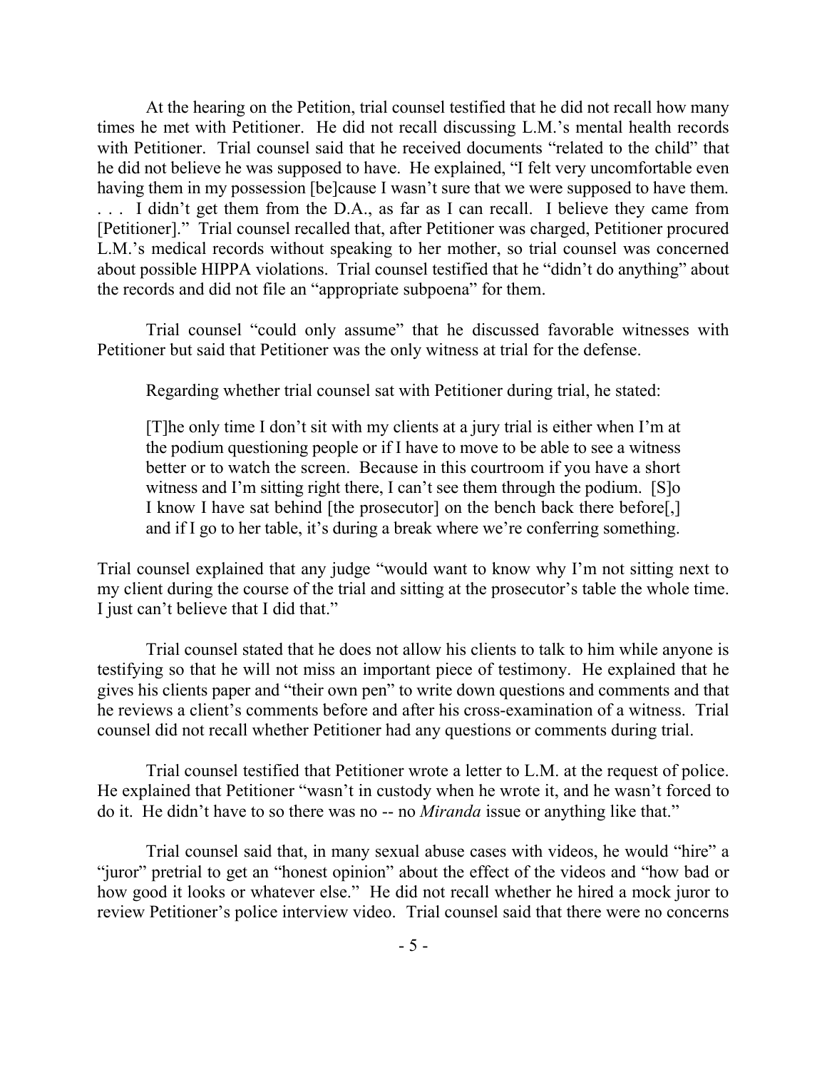At the hearing on the Petition, trial counsel testified that he did not recall how many times he met with Petitioner. He did not recall discussing L.M.'s mental health records with Petitioner. Trial counsel said that he received documents "related to the child" that he did not believe he was supposed to have. He explained, "I felt very uncomfortable even having them in my possession [be]cause I wasn't sure that we were supposed to have them. . . . I didn't get them from the D.A., as far as I can recall. I believe they came from [Petitioner]." Trial counsel recalled that, after Petitioner was charged, Petitioner procured L.M.'s medical records without speaking to her mother, so trial counsel was concerned about possible HIPPA violations. Trial counsel testified that he "didn't do anything" about the records and did not file an "appropriate subpoena" for them.

Trial counsel "could only assume" that he discussed favorable witnesses with Petitioner but said that Petitioner was the only witness at trial for the defense.

Regarding whether trial counsel sat with Petitioner during trial, he stated:

> [T]he only time I don't sit with my clients at a jury trial is either when I'm at the podium questioning people or if I have to move to be able to see a witness better or to watch the screen. Because in this courtroom if you have a short witness and I'm sitting right there, I can't see them through the podium. [S]o I know I have sat behind [the prosecutor] on the bench back there before[,] and if I go to her table, it's during a break where we're conferring something.

Trial counsel explained that any judge "would want to know why I'm not sitting next to my client during the course of the trial and sitting at the prosecutor's table the whole time. I just can't believe that I did that."

Trial counsel stated that he does not allow his clients to talk to him while anyone is testifying so that he will not miss an important piece of testimony. He explained that he gives his clients paper and "their own pen" to write down questions and comments and that he reviews a client's comments before and after his cross-examination of a witness. Trial counsel did not recall whether Petitioner had any questions or comments during trial.

Trial counsel testified that Petitioner wrote a letter to L.M. at the request of police. He explained that Petitioner "wasn't in custody when he wrote it, and he wasn't forced to do it. He didn't have to so there was no -- no *Miranda* issue or anything like that."

Trial counsel said that, in many sexual abuse cases with videos, he would "hire" a "juror" pretrial to get an "honest opinion" about the effect of the videos and "how bad or how good it looks or whatever else." He did not recall whether he hired a mock juror to review Petitioner's police interview video. Trial counsel said that there were no concerns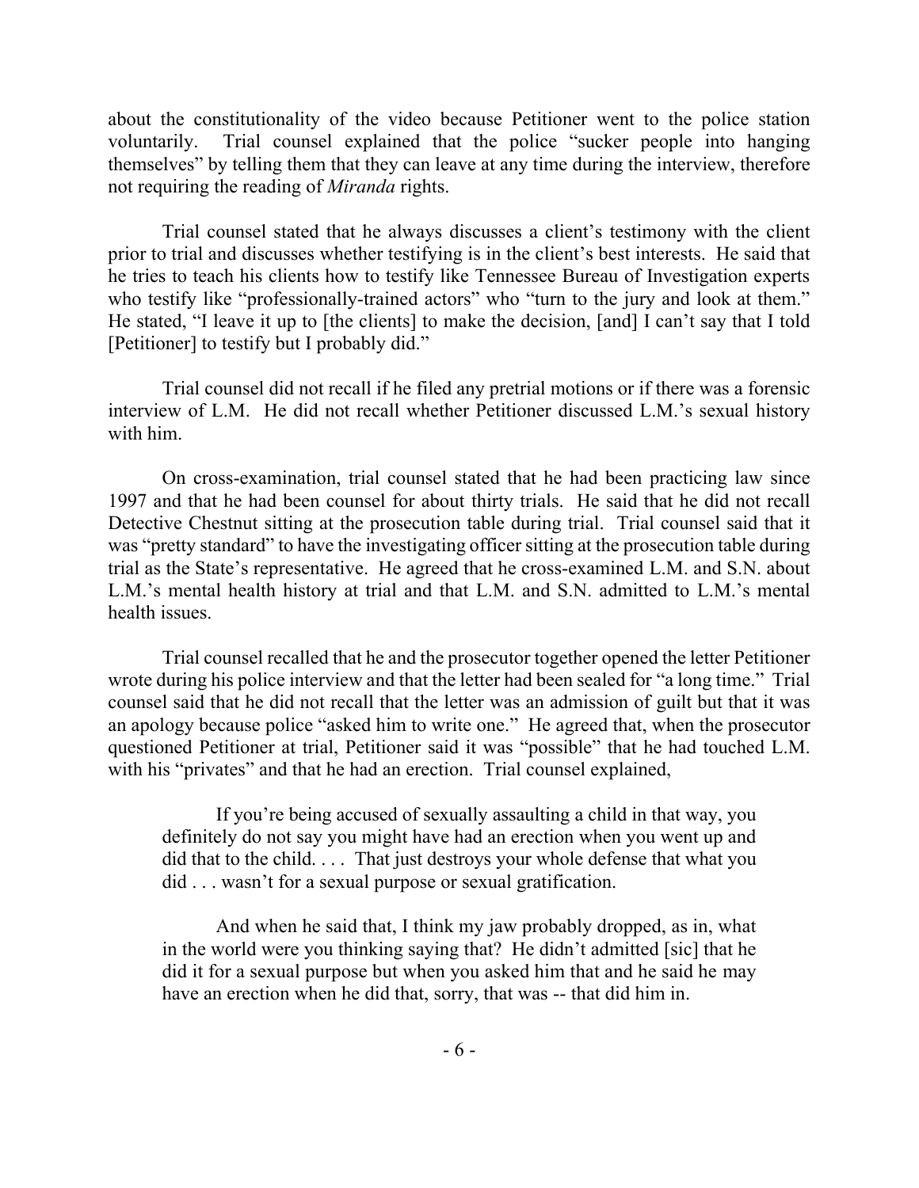about the constitutionality of the video because Petitioner went to the police station voluntarily. Trial counsel explained that the police "sucker people into hanging themselves" by telling them that they can leave at any time during the interview, therefore not requiring the reading of *Miranda* rights.

Trial counsel stated that he always discusses a client's testimony with the client prior to trial and discusses whether testifying is in the client's best interests. He said that he tries to teach his clients how to testify like Tennessee Bureau of Investigation experts who testify like "professionally-trained actors" who "turn to the jury and look at them." He stated, "I leave it up to [the clients] to make the decision, [and] I can't say that I told [Petitioner] to testify but I probably did."

Trial counsel did not recall if he filed any pretrial motions or if there was a forensic interview of L.M. He did not recall whether Petitioner discussed L.M.'s sexual history with him.

On cross-examination, trial counsel stated that he had been practicing law since 1997 and that he had been counsel for about thirty trials. He said that he did not recall Detective Chestnut sitting at the prosecution table during trial. Trial counsel said that it was "pretty standard" to have the investigating officer sitting at the prosecution table during trial as the State's representative. He agreed that he cross-examined L.M. and S.N. about L.M.'s mental health history at trial and that L.M. and S.N. admitted to L.M.'s mental health issues.

Trial counsel recalled that he and the prosecutor together opened the letter Petitioner wrote during his police interview and that the letter had been sealed for "a long time." Trial counsel said that he did not recall that the letter was an admission of guilt but that it was an apology because police "asked him to write one." He agreed that, when the prosecutor questioned Petitioner at trial, Petitioner said it was "possible" that he had touched L.M. with his "privates" and that he had an erection. Trial counsel explained,

> If you're being accused of sexually assaulting a child in that way, you definitely do not say you might have had an erection when you went up and did that to the child. . . . That just destroys your whole defense that what you did . . . wasn't for a sexual purpose or sexual gratification.
>
> And when he said that, I think my jaw probably dropped, as in, what in the world were you thinking saying that? He didn't admitted [sic] that he did it for a sexual purpose but when you asked him that and he said he may have an erection when he did that, sorry, that was -- that did him in.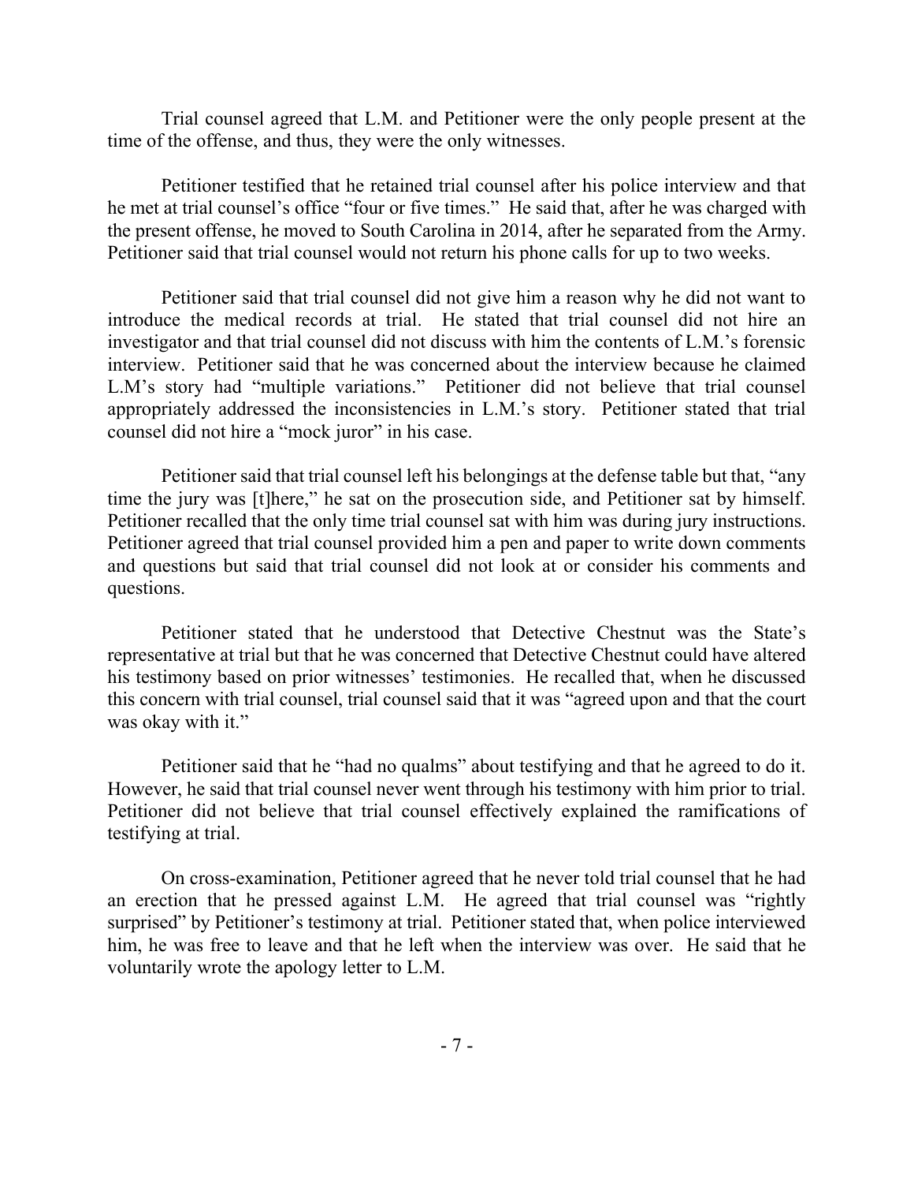Trial counsel agreed that L.M. and Petitioner were the only people present at the time of the offense, and thus, they were the only witnesses.

Petitioner testified that he retained trial counsel after his police interview and that he met at trial counsel's office "four or five times." He said that, after he was charged with the present offense, he moved to South Carolina in 2014, after he separated from the Army. Petitioner said that trial counsel would not return his phone calls for up to two weeks.

Petitioner said that trial counsel did not give him a reason why he did not want to introduce the medical records at trial. He stated that trial counsel did not hire an investigator and that trial counsel did not discuss with him the contents of L.M.'s forensic interview. Petitioner said that he was concerned about the interview because he claimed L.M's story had "multiple variations." Petitioner did not believe that trial counsel appropriately addressed the inconsistencies in L.M.'s story. Petitioner stated that trial counsel did not hire a "mock juror" in his case.

Petitioner said that trial counsel left his belongings at the defense table but that, "any time the jury was [t]here," he sat on the prosecution side, and Petitioner sat by himself. Petitioner recalled that the only time trial counsel sat with him was during jury instructions. Petitioner agreed that trial counsel provided him a pen and paper to write down comments and questions but said that trial counsel did not look at or consider his comments and questions.

Petitioner stated that he understood that Detective Chestnut was the State's representative at trial but that he was concerned that Detective Chestnut could have altered his testimony based on prior witnesses' testimonies. He recalled that, when he discussed this concern with trial counsel, trial counsel said that it was "agreed upon and that the court was okay with it."

Petitioner said that he "had no qualms" about testifying and that he agreed to do it. However, he said that trial counsel never went through his testimony with him prior to trial. Petitioner did not believe that trial counsel effectively explained the ramifications of testifying at trial.

On cross-examination, Petitioner agreed that he never told trial counsel that he had an erection that he pressed against L.M. He agreed that trial counsel was "rightly surprised" by Petitioner's testimony at trial. Petitioner stated that, when police interviewed him, he was free to leave and that he left when the interview was over. He said that he voluntarily wrote the apology letter to L.M.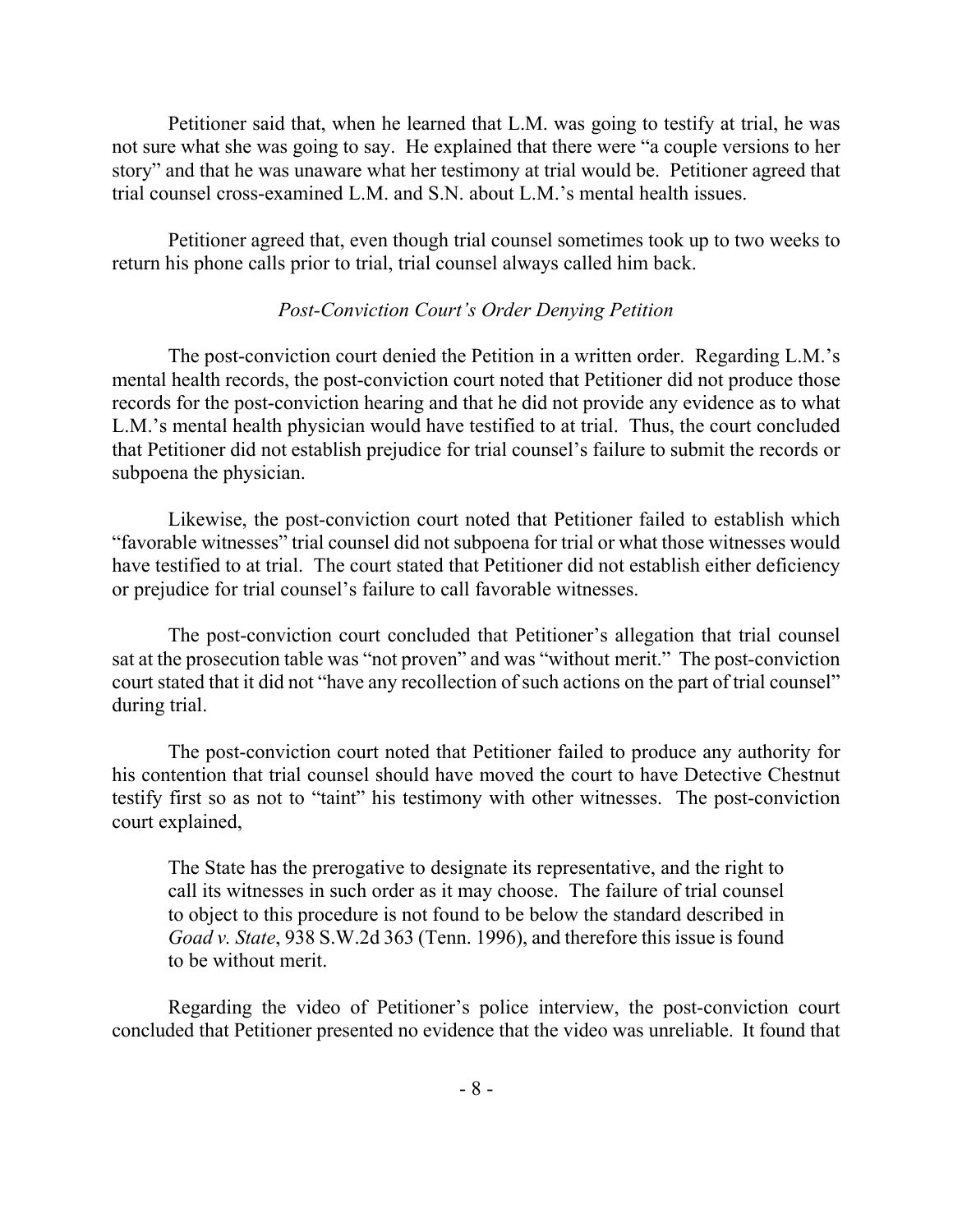Petitioner said that, when he learned that L.M. was going to testify at trial, he was not sure what she was going to say. He explained that there were "a couple versions to her story" and that he was unaware what her testimony at trial would be. Petitioner agreed that trial counsel cross-examined L.M. and S.N. about L.M.'s mental health issues.

Petitioner agreed that, even though trial counsel sometimes took up to two weeks to return his phone calls prior to trial, trial counsel always called him back.

*Post-Conviction Court's Order Denying Petition*

The post-conviction court denied the Petition in a written order. Regarding L.M.'s mental health records, the post-conviction court noted that Petitioner did not produce those records for the post-conviction hearing and that he did not provide any evidence as to what L.M.'s mental health physician would have testified to at trial. Thus, the court concluded that Petitioner did not establish prejudice for trial counsel's failure to submit the records or subpoena the physician.

Likewise, the post-conviction court noted that Petitioner failed to establish which "favorable witnesses" trial counsel did not subpoena for trial or what those witnesses would have testified to at trial. The court stated that Petitioner did not establish either deficiency or prejudice for trial counsel's failure to call favorable witnesses.

The post-conviction court concluded that Petitioner's allegation that trial counsel sat at the prosecution table was "not proven" and was "without merit." The post-conviction court stated that it did not "have any recollection of such actions on the part of trial counsel" during trial.

The post-conviction court noted that Petitioner failed to produce any authority for his contention that trial counsel should have moved the court to have Detective Chestnut testify first so as not to "taint" his testimony with other witnesses. The post-conviction court explained,

> The State has the prerogative to designate its representative, and the right to call its witnesses in such order as it may choose. The failure of trial counsel to object to this procedure is not found to be below the standard described in *Goad v. State*, 938 S.W.2d 363 (Tenn. 1996), and therefore this issue is found to be without merit.

Regarding the video of Petitioner's police interview, the post-conviction court concluded that Petitioner presented no evidence that the video was unreliable. It found that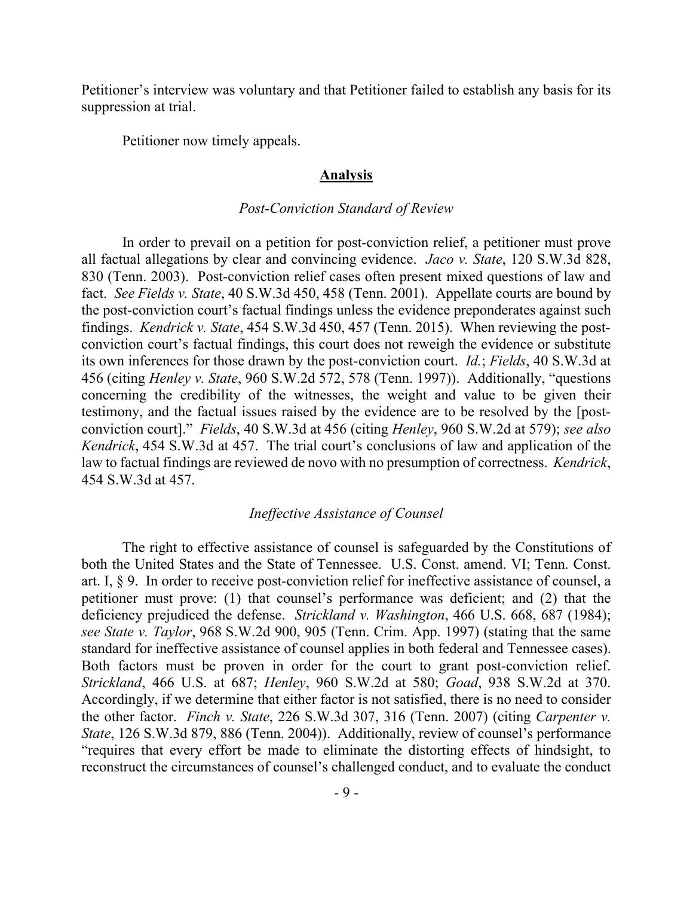Petitioner's interview was voluntary and that Petitioner failed to establish any basis for its suppression at trial.

Petitioner now timely appeals.

## **Analysis**

### *Post-Conviction Standard of Review*

In order to prevail on a petition for post-conviction relief, a petitioner must prove all factual allegations by clear and convincing evidence. *Jaco v. State*, 120 S.W.3d 828, 830 (Tenn. 2003). Post-conviction relief cases often present mixed questions of law and fact. *See Fields v. State*, 40 S.W.3d 450, 458 (Tenn. 2001). Appellate courts are bound by the post-conviction court's factual findings unless the evidence preponderates against such findings. *Kendrick v. State*, 454 S.W.3d 450, 457 (Tenn. 2015). When reviewing the post-conviction court's factual findings, this court does not reweigh the evidence or substitute its own inferences for those drawn by the post-conviction court. *Id.*; *Fields*, 40 S.W.3d at 456 (citing *Henley v. State*, 960 S.W.2d 572, 578 (Tenn. 1997)). Additionally, "questions concerning the credibility of the witnesses, the weight and value to be given their testimony, and the factual issues raised by the evidence are to be resolved by the [post-conviction court]." *Fields*, 40 S.W.3d at 456 (citing *Henley*, 960 S.W.2d at 579); *see also Kendrick*, 454 S.W.3d at 457. The trial court's conclusions of law and application of the law to factual findings are reviewed de novo with no presumption of correctness. *Kendrick*, 454 S.W.3d at 457.

### *Ineffective Assistance of Counsel*

The right to effective assistance of counsel is safeguarded by the Constitutions of both the United States and the State of Tennessee. U.S. Const. amend. VI; Tenn. Const. art. I, § 9. In order to receive post-conviction relief for ineffective assistance of counsel, a petitioner must prove: (1) that counsel's performance was deficient; and (2) that the deficiency prejudiced the defense. *Strickland v. Washington*, 466 U.S. 668, 687 (1984); *see State v. Taylor*, 968 S.W.2d 900, 905 (Tenn. Crim. App. 1997) (stating that the same standard for ineffective assistance of counsel applies in both federal and Tennessee cases). Both factors must be proven in order for the court to grant post-conviction relief. *Strickland*, 466 U.S. at 687; *Henley*, 960 S.W.2d at 580; *Goad*, 938 S.W.2d at 370. Accordingly, if we determine that either factor is not satisfied, there is no need to consider the other factor. *Finch v. State*, 226 S.W.3d 307, 316 (Tenn. 2007) (citing *Carpenter v. State*, 126 S.W.3d 879, 886 (Tenn. 2004)). Additionally, review of counsel's performance "requires that every effort be made to eliminate the distorting effects of hindsight, to reconstruct the circumstances of counsel's challenged conduct, and to evaluate the conduct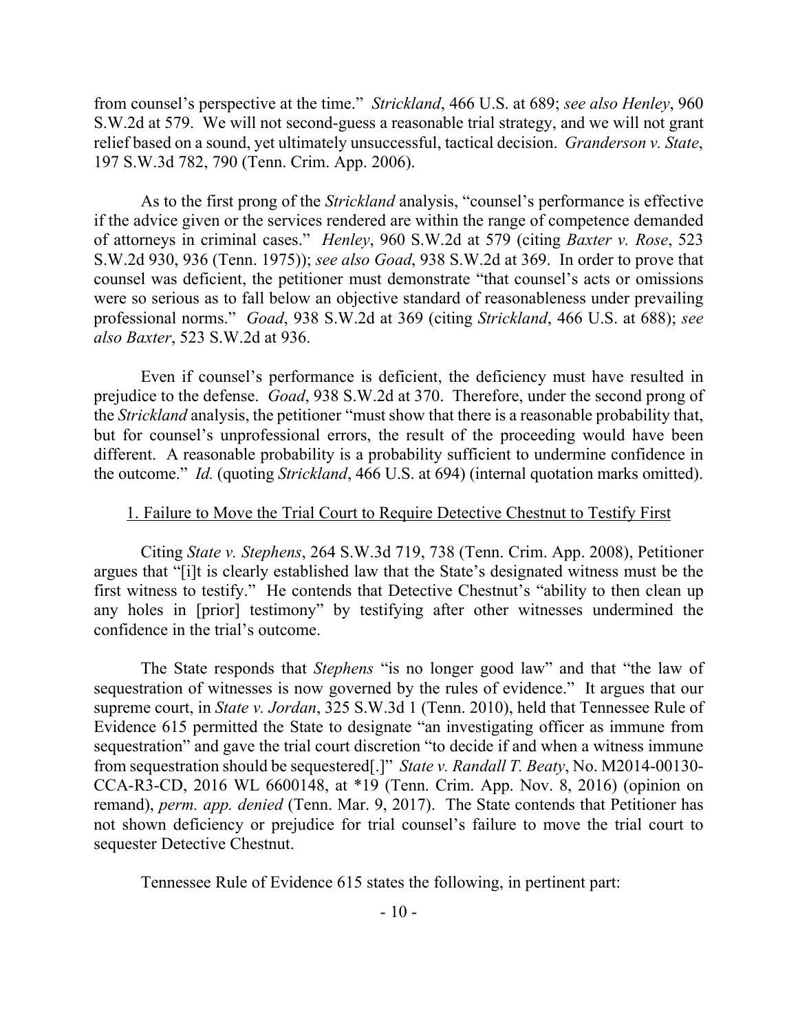from counsel's perspective at the time." *Strickland*, 466 U.S. at 689; *see also Henley*, 960 S.W.2d at 579. We will not second-guess a reasonable trial strategy, and we will not grant relief based on a sound, yet ultimately unsuccessful, tactical decision. *Granderson v. State*, 197 S.W.3d 782, 790 (Tenn. Crim. App. 2006).

As to the first prong of the *Strickland* analysis, "counsel's performance is effective if the advice given or the services rendered are within the range of competence demanded of attorneys in criminal cases." *Henley*, 960 S.W.2d at 579 (citing *Baxter v. Rose*, 523 S.W.2d 930, 936 (Tenn. 1975)); *see also Goad*, 938 S.W.2d at 369. In order to prove that counsel was deficient, the petitioner must demonstrate "that counsel's acts or omissions were so serious as to fall below an objective standard of reasonableness under prevailing professional norms." *Goad*, 938 S.W.2d at 369 (citing *Strickland*, 466 U.S. at 688); *see also Baxter*, 523 S.W.2d at 936.

Even if counsel's performance is deficient, the deficiency must have resulted in prejudice to the defense. *Goad*, 938 S.W.2d at 370. Therefore, under the second prong of the *Strickland* analysis, the petitioner "must show that there is a reasonable probability that, but for counsel's unprofessional errors, the result of the proceeding would have been different. A reasonable probability is a probability sufficient to undermine confidence in the outcome." *Id.* (quoting *Strickland*, 466 U.S. at 694) (internal quotation marks omitted).

1. Failure to Move the Trial Court to Require Detective Chestnut to Testify First

Citing *State v. Stephens*, 264 S.W.3d 719, 738 (Tenn. Crim. App. 2008), Petitioner argues that "[i]t is clearly established law that the State's designated witness must be the first witness to testify." He contends that Detective Chestnut's "ability to then clean up any holes in [prior] testimony" by testifying after other witnesses undermined the confidence in the trial's outcome.

The State responds that *Stephens* "is no longer good law" and that "the law of sequestration of witnesses is now governed by the rules of evidence." It argues that our supreme court, in *State v. Jordan*, 325 S.W.3d 1 (Tenn. 2010), held that Tennessee Rule of Evidence 615 permitted the State to designate "an investigating officer as immune from sequestration" and gave the trial court discretion "to decide if and when a witness immune from sequestration should be sequestered[.]" *State v. Randall T. Beaty*, No. M2014-00130-CCA-R3-CD, 2016 WL 6600148, at *19 (Tenn. Crim. App. Nov. 8, 2016) (opinion on remand), *perm. app. denied* (Tenn. Mar. 9, 2017). The State contends that Petitioner has not shown deficiency or prejudice for trial counsel's failure to move the trial court to sequester Detective Chestnut.

Tennessee Rule of Evidence 615 states the following, in pertinent part: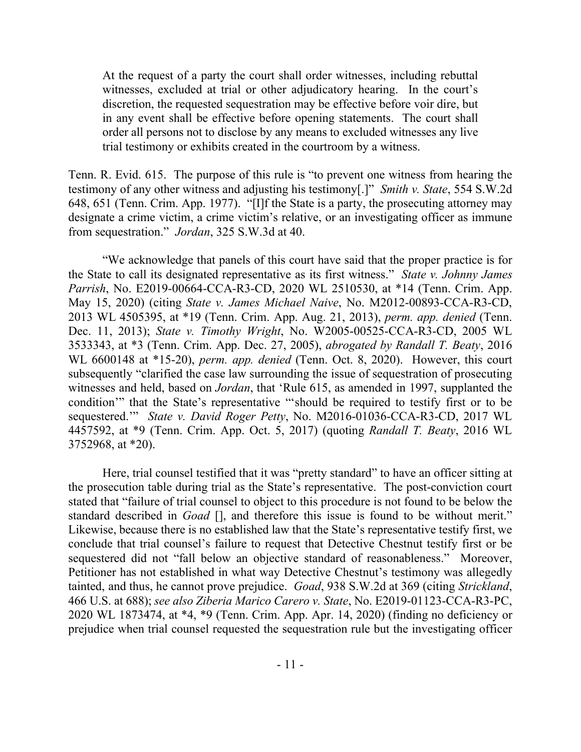> At the request of a party the court shall order witnesses, including rebuttal witnesses, excluded at trial or other adjudicatory hearing. In the court's discretion, the requested sequestration may be effective before voir dire, but in any event shall be effective before opening statements. The court shall order all persons not to disclose by any means to excluded witnesses any live trial testimony or exhibits created in the courtroom by a witness.

Tenn. R. Evid. 615. The purpose of this rule is "to prevent one witness from hearing the testimony of any other witness and adjusting his testimony[.]" *Smith v. State*, 554 S.W.2d 648, 651 (Tenn. Crim. App. 1977). "[I]f the State is a party, the prosecuting attorney may designate a crime victim, a crime victim's relative, or an investigating officer as immune from sequestration." *Jordan*, 325 S.W.3d at 40.

"We acknowledge that panels of this court have said that the proper practice is for the State to call its designated representative as its first witness." *State v. Johnny James Parrish*, No. E2019-00664-CCA-R3-CD, 2020 WL 2510530, at *14 (Tenn. Crim. App. May 15, 2020) (citing *State v. James Michael Naive*, No. M2012-00893-CCA-R3-CD, 2013 WL 4505395, at *19 (Tenn. Crim. App. Aug. 21, 2013), *perm. app. denied* (Tenn. Dec. 11, 2013); *State v. Timothy Wright*, No. W2005-00525-CCA-R3-CD, 2005 WL 3533343, at *3 (Tenn. Crim. App. Dec. 27, 2005), *abrogated by Randall T. Beaty*, 2016 WL 6600148 at *15-20), *perm. app. denied* (Tenn. Oct. 8, 2020). However, this court subsequently "clarified the case law surrounding the issue of sequestration of prosecuting witnesses and held, based on *Jordan*, that 'Rule 615, as amended in 1997, supplanted the condition'" that the State's representative "'should be required to testify first or to be sequestered.'" *State v. David Roger Petty*, No. M2016-01036-CCA-R3-CD, 2017 WL 4457592, at *9 (Tenn. Crim. App. Oct. 5, 2017) (quoting *Randall T. Beaty*, 2016 WL 3752968, at *20).

Here, trial counsel testified that it was "pretty standard" to have an officer sitting at the prosecution table during trial as the State's representative. The post-conviction court stated that "failure of trial counsel to object to this procedure is not found to be below the standard described in *Goad* [], and therefore this issue is found to be without merit." Likewise, because there is no established law that the State's representative testify first, we conclude that trial counsel's failure to request that Detective Chestnut testify first or be sequestered did not "fall below an objective standard of reasonableness." Moreover, Petitioner has not established in what way Detective Chestnut's testimony was allegedly tainted, and thus, he cannot prove prejudice. *Goad*, 938 S.W.2d at 369 (citing *Strickland*, 466 U.S. at 688); *see also Ziberia Marico Carero v. State*, No. E2019-01123-CCA-R3-PC, 2020 WL 1873474, at *4, *9 (Tenn. Crim. App. Apr. 14, 2020) (finding no deficiency or prejudice when trial counsel requested the sequestration rule but the investigating officer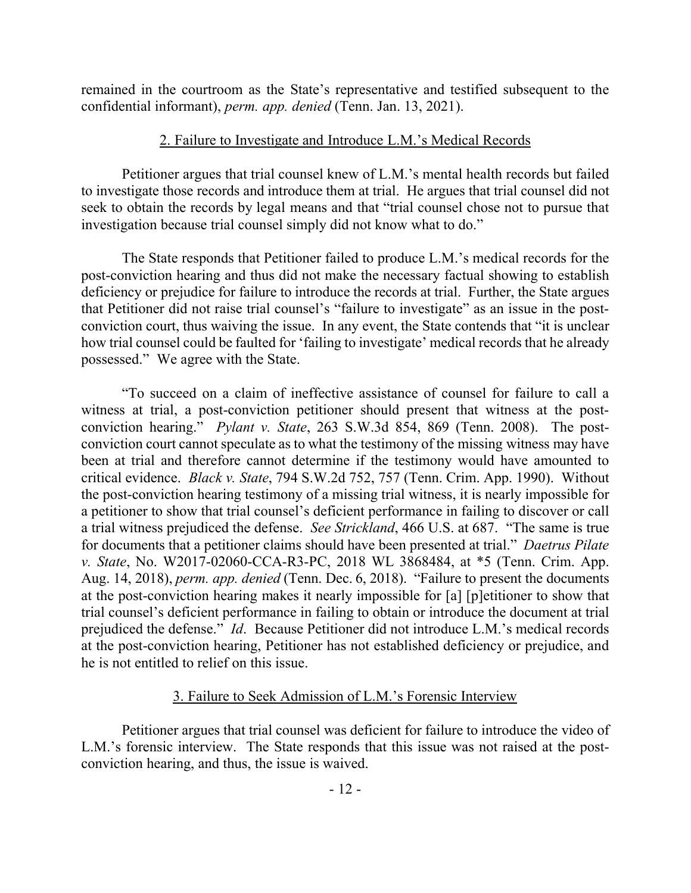remained in the courtroom as the State's representative and testified subsequent to the confidential informant), *perm. app. denied* (Tenn. Jan. 13, 2021).

### 2. Failure to Investigate and Introduce L.M.'s Medical Records

Petitioner argues that trial counsel knew of L.M.'s mental health records but failed to investigate those records and introduce them at trial. He argues that trial counsel did not seek to obtain the records by legal means and that "trial counsel chose not to pursue that investigation because trial counsel simply did not know what to do."

The State responds that Petitioner failed to produce L.M.'s medical records for the post-conviction hearing and thus did not make the necessary factual showing to establish deficiency or prejudice for failure to introduce the records at trial. Further, the State argues that Petitioner did not raise trial counsel's "failure to investigate" as an issue in the post-conviction court, thus waiving the issue. In any event, the State contends that "it is unclear how trial counsel could be faulted for 'failing to investigate' medical records that he already possessed." We agree with the State.

"To succeed on a claim of ineffective assistance of counsel for failure to call a witness at trial, a post-conviction petitioner should present that witness at the post-conviction hearing." *Pylant v. State*, 263 S.W.3d 854, 869 (Tenn. 2008). The post-conviction court cannot speculate as to what the testimony of the missing witness may have been at trial and therefore cannot determine if the testimony would have amounted to critical evidence. *Black v. State*, 794 S.W.2d 752, 757 (Tenn. Crim. App. 1990). Without the post-conviction hearing testimony of a missing trial witness, it is nearly impossible for a petitioner to show that trial counsel's deficient performance in failing to discover or call a trial witness prejudiced the defense. *See Strickland*, 466 U.S. at 687. "The same is true for documents that a petitioner claims should have been presented at trial." *Daetrus Pilate v. State*, No. W2017-02060-CCA-R3-PC, 2018 WL 3868484, at *5 (Tenn. Crim. App. Aug. 14, 2018), *perm. app. denied* (Tenn. Dec. 6, 2018). "Failure to present the documents at the post-conviction hearing makes it nearly impossible for [a] [p]etitioner to show that trial counsel's deficient performance in failing to obtain or introduce the document at trial prejudiced the defense." *Id*. Because Petitioner did not introduce L.M.'s medical records at the post-conviction hearing, Petitioner has not established deficiency or prejudice, and he is not entitled to relief on this issue.

### 3. Failure to Seek Admission of L.M.'s Forensic Interview

Petitioner argues that trial counsel was deficient for failure to introduce the video of L.M.'s forensic interview. The State responds that this issue was not raised at the post-conviction hearing, and thus, the issue is waived.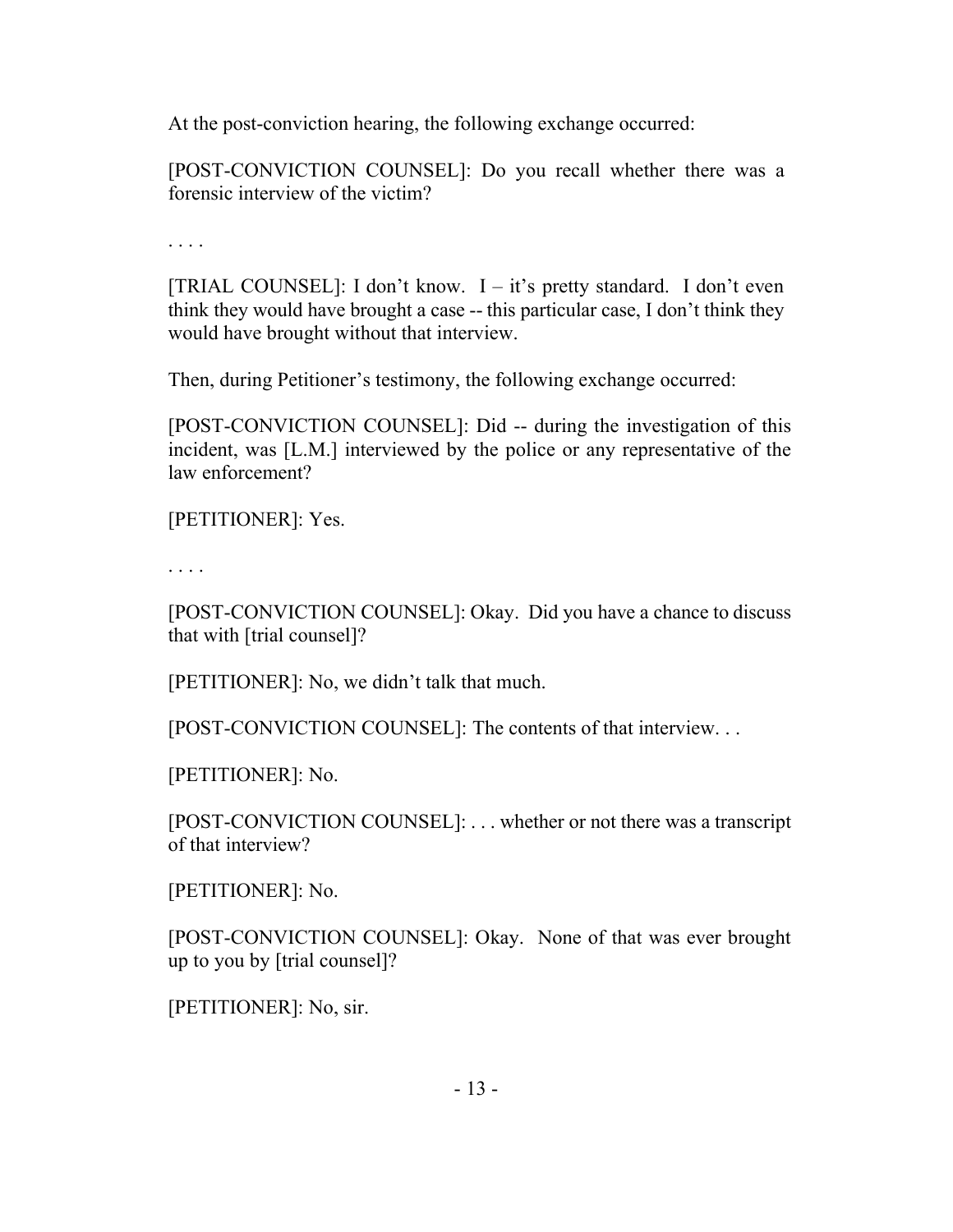At the post-conviction hearing, the following exchange occurred:

[POST-CONVICTION COUNSEL]: Do you recall whether there was a forensic interview of the victim?

. . . .

[TRIAL COUNSEL]: I don't know. I – it's pretty standard. I don't even think they would have brought a case -- this particular case, I don't think they would have brought without that interview.

Then, during Petitioner's testimony, the following exchange occurred:

[POST-CONVICTION COUNSEL]: Did -- during the investigation of this incident, was [L.M.] interviewed by the police or any representative of the law enforcement?

[PETITIONER]: Yes.

. . . .

[POST-CONVICTION COUNSEL]: Okay. Did you have a chance to discuss that with [trial counsel]?

[PETITIONER]: No, we didn't talk that much.

[POST-CONVICTION COUNSEL]: The contents of that interview. . .

[PETITIONER]: No.

[POST-CONVICTION COUNSEL]: . . . whether or not there was a transcript of that interview?

[PETITIONER]: No.

[POST-CONVICTION COUNSEL]: Okay. None of that was ever brought up to you by [trial counsel]?

[PETITIONER]: No, sir.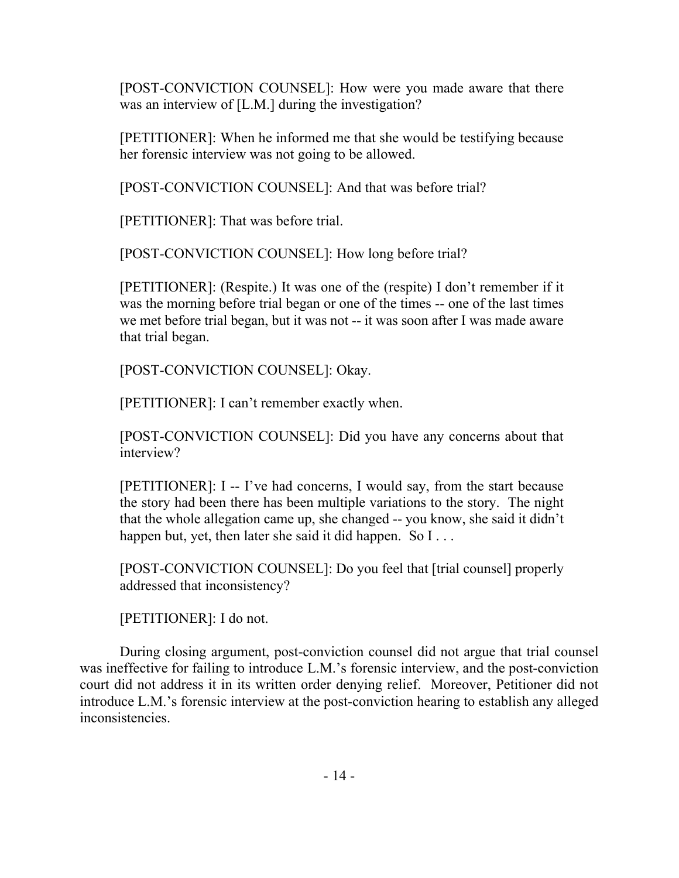[POST-CONVICTION COUNSEL]: How were you made aware that there was an interview of [L.M.] during the investigation?

[PETITIONER]: When he informed me that she would be testifying because her forensic interview was not going to be allowed.

[POST-CONVICTION COUNSEL]: And that was before trial?

[PETITIONER]: That was before trial.

[POST-CONVICTION COUNSEL]: How long before trial?

[PETITIONER]: (Respite.) It was one of the (respite) I don't remember if it was the morning before trial began or one of the times -- one of the last times we met before trial began, but it was not -- it was soon after I was made aware that trial began.

[POST-CONVICTION COUNSEL]: Okay.

[PETITIONER]: I can't remember exactly when.

[POST-CONVICTION COUNSEL]: Did you have any concerns about that interview?

[PETITIONER]: I -- I've had concerns, I would say, from the start because the story had been there has been multiple variations to the story. The night that the whole allegation came up, she changed -- you know, she said it didn't happen but, yet, then later she said it did happen. So I . . .

[POST-CONVICTION COUNSEL]: Do you feel that [trial counsel] properly addressed that inconsistency?

[PETITIONER]: I do not.

During closing argument, post-conviction counsel did not argue that trial counsel was ineffective for failing to introduce L.M.'s forensic interview, and the post-conviction court did not address it in its written order denying relief. Moreover, Petitioner did not introduce L.M.'s forensic interview at the post-conviction hearing to establish any alleged inconsistencies.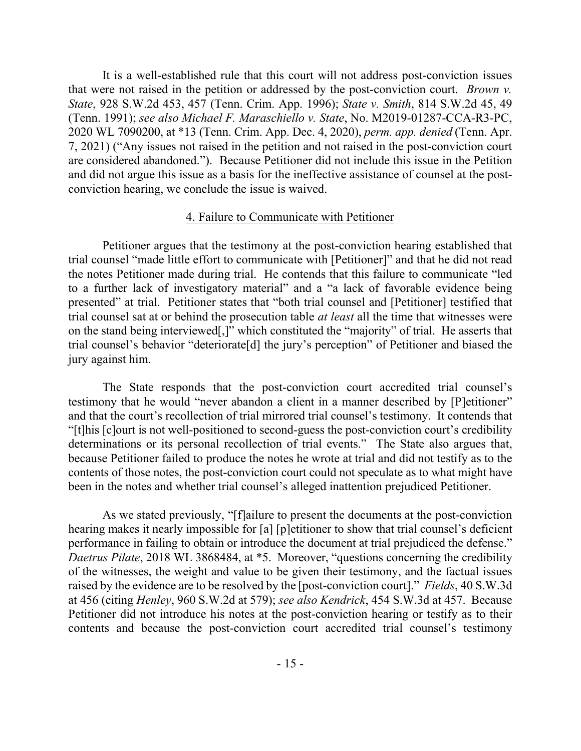It is a well-established rule that this court will not address post-conviction issues that were not raised in the petition or addressed by the post-conviction court. *Brown v. State*, 928 S.W.2d 453, 457 (Tenn. Crim. App. 1996); *State v. Smith*, 814 S.W.2d 45, 49 (Tenn. 1991); *see also Michael F. Maraschiello v. State*, No. M2019-01287-CCA-R3-PC, 2020 WL 7090200, at *13 (Tenn. Crim. App. Dec. 4, 2020), *perm. app. denied* (Tenn. Apr. 7, 2021) ("Any issues not raised in the petition and not raised in the post-conviction court are considered abandoned."). Because Petitioner did not include this issue in the Petition and did not argue this issue as a basis for the ineffective assistance of counsel at the post-conviction hearing, we conclude the issue is waived.

#### 4. Failure to Communicate with Petitioner

Petitioner argues that the testimony at the post-conviction hearing established that trial counsel "made little effort to communicate with [Petitioner]" and that he did not read the notes Petitioner made during trial. He contends that this failure to communicate "led to a further lack of investigatory material" and a "a lack of favorable evidence being presented" at trial. Petitioner states that "both trial counsel and [Petitioner] testified that trial counsel sat at or behind the prosecution table *at least* all the time that witnesses were on the stand being interviewed[,]" which constituted the "majority" of trial. He asserts that trial counsel's behavior "deteriorate[d] the jury's perception" of Petitioner and biased the jury against him.

The State responds that the post-conviction court accredited trial counsel's testimony that he would "never abandon a client in a manner described by [P]etitioner" and that the court's recollection of trial mirrored trial counsel's testimony. It contends that "[t]his [c]ourt is not well-positioned to second-guess the post-conviction court's credibility determinations or its personal recollection of trial events." The State also argues that, because Petitioner failed to produce the notes he wrote at trial and did not testify as to the contents of those notes, the post-conviction court could not speculate as to what might have been in the notes and whether trial counsel's alleged inattention prejudiced Petitioner.

As we stated previously, "[f]ailure to present the documents at the post-conviction hearing makes it nearly impossible for [a] [p]etitioner to show that trial counsel's deficient performance in failing to obtain or introduce the document at trial prejudiced the defense." *Daetrus Pilate*, 2018 WL 3868484, at *5. Moreover, "questions concerning the credibility of the witnesses, the weight and value to be given their testimony, and the factual issues raised by the evidence are to be resolved by the [post-conviction court]." *Fields*, 40 S.W.3d at 456 (citing *Henley*, 960 S.W.2d at 579); *see also Kendrick*, 454 S.W.3d at 457. Because Petitioner did not introduce his notes at the post-conviction hearing or testify as to their contents and because the post-conviction court accredited trial counsel's testimony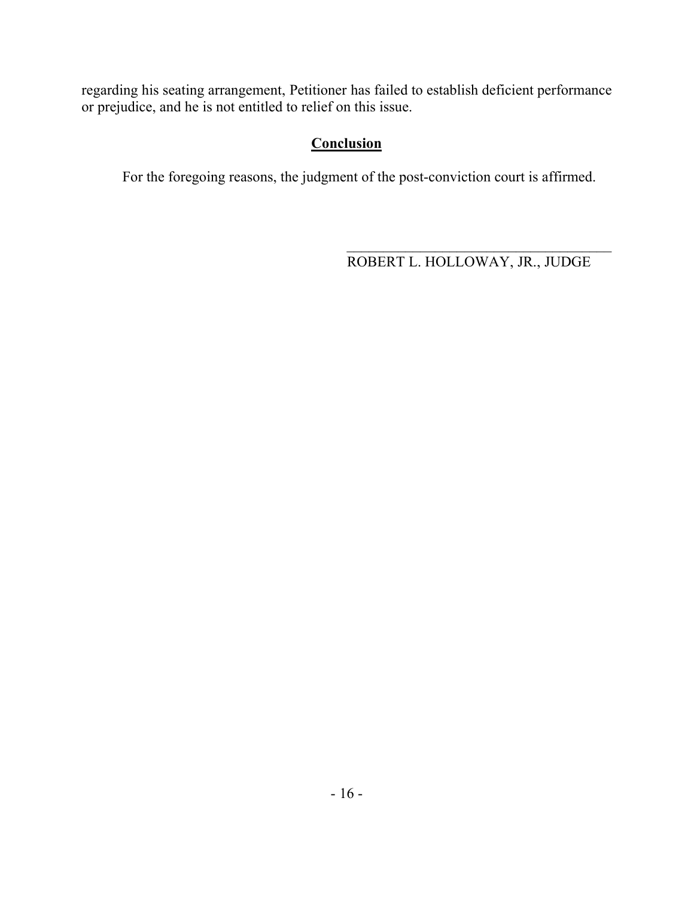regarding his seating arrangement, Petitioner has failed to establish deficient performance or prejudice, and he is not entitled to relief on this issue.

## **Conclusion**

For the foregoing reasons, the judgment of the post-conviction court is affirmed.

\_\_\_\_\_\_\_\_\_\_\_\_\_\_\_\_\_\_\_\_\_\_\_\_\_\_\_\_\_\_\_\_\_\_\_\_\_\_

ROBERT L. HOLLOWAY, JR., JUDGE